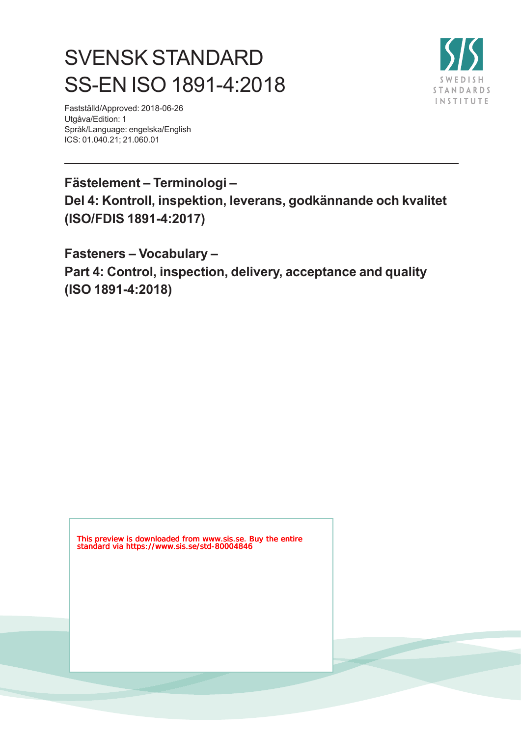# SVENSK STANDARD
# SS-EN ISO 1891-4:2018

Fastställd/Approved: 2018-06-26
Utgåva/Edition: 1
Språk/Language: engelska/English
ICS: 01.040.21; 21.060.01

SWEDISH STANDARDS INSTITUTE

---

**Fästelement – Terminologi –**
**Del 4: Kontroll, inspektion, leverans, godkännande och kvalitet**
**(ISO/FDIS 1891-4:2017)**

**Fasteners – Vocabulary –**
**Part 4: Control, inspection, delivery, acceptance and quality**
**(ISO 1891-4:2018)**

This preview is downloaded from www.sis.se. Buy the entire standard via https://www.sis.se/std-80004846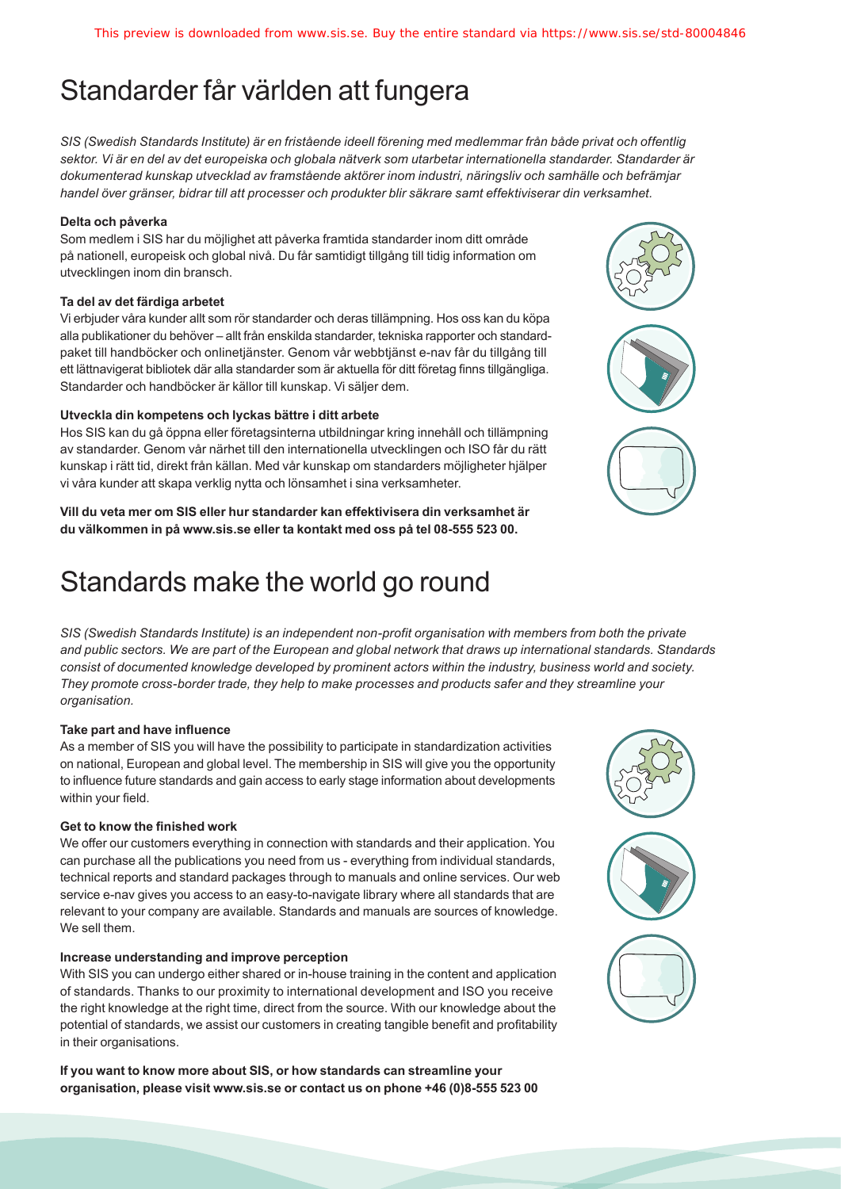# Standarder får världen att fungera

*SIS (Swedish Standards Institute) är en fristående ideell förening med medlemmar från både privat och offentlig sektor. Vi är en del av det europeiska och globala nätverk som utarbetar internationella standarder. Standarder är dokumenterad kunskap utvecklad av framstående aktörer inom industri, näringsliv och samhälle och befrämjar handel över gränser, bidrar till att processer och produkter blir säkrare samt effektiviserar din verksamhet.*

**Delta och påverka**

Som medlem i SIS har du möjlighet att påverka framtida standarder inom ditt område på nationell, europeisk och global nivå. Du får samtidigt tillgång till tidig information om utvecklingen inom din bransch.

**Ta del av det färdiga arbetet**

Vi erbjuder våra kunder allt som rör standarder och deras tillämpning. Hos oss kan du köpa alla publikationer du behöver – allt från enskilda standarder, tekniska rapporter och standardpaket till handböcker och onlinetjänster. Genom vår webbtjänst e-nav får du tillgång till ett lättnavigerat bibliotek där alla standarder som är aktuella för ditt företag finns tillgängliga. Standarder och handböcker är källor till kunskap. Vi säljer dem.

**Utveckla din kompetens och lyckas bättre i ditt arbete**

Hos SIS kan du gå öppna eller företagsinterna utbildningar kring innehåll och tillämpning av standarder. Genom vår närhet till den internationella utvecklingen och ISO får du rätt kunskap i rätt tid, direkt från källan. Med vår kunskap om standarders möjligheter hjälper vi våra kunder att skapa verklig nytta och lönsamhet i sina verksamheter.

**Vill du veta mer om SIS eller hur standarder kan effektivisera din verksamhet är du välkommen in på www.sis.se eller ta kontakt med oss på tel 08-555 523 00.**

# Standards make the world go round

*SIS (Swedish Standards Institute) is an independent non-profit organisation with members from both the private and public sectors. We are part of the European and global network that draws up international standards. Standards consist of documented knowledge developed by prominent actors within the industry, business world and society. They promote cross-border trade, they help to make processes and products safer and they streamline your organisation.*

**Take part and have influence**

As a member of SIS you will have the possibility to participate in standardization activities on national, European and global level. The membership in SIS will give you the opportunity to influence future standards and gain access to early stage information about developments within your field.

**Get to know the finished work**

We offer our customers everything in connection with standards and their application. You can purchase all the publications you need from us - everything from individual standards, technical reports and standard packages through to manuals and online services. Our web service e-nav gives you access to an easy-to-navigate library where all standards that are relevant to your company are available. Standards and manuals are sources of knowledge. We sell them.

**Increase understanding and improve perception**

With SIS you can undergo either shared or in-house training in the content and application of standards. Thanks to our proximity to international development and ISO you receive the right knowledge at the right time, direct from the source. With our knowledge about the potential of standards, we assist our customers in creating tangible benefit and profitability in their organisations.

**If you want to know more about SIS, or how standards can streamline your organisation, please visit www.sis.se or contact us on phone +46 (0)8-555 523 00**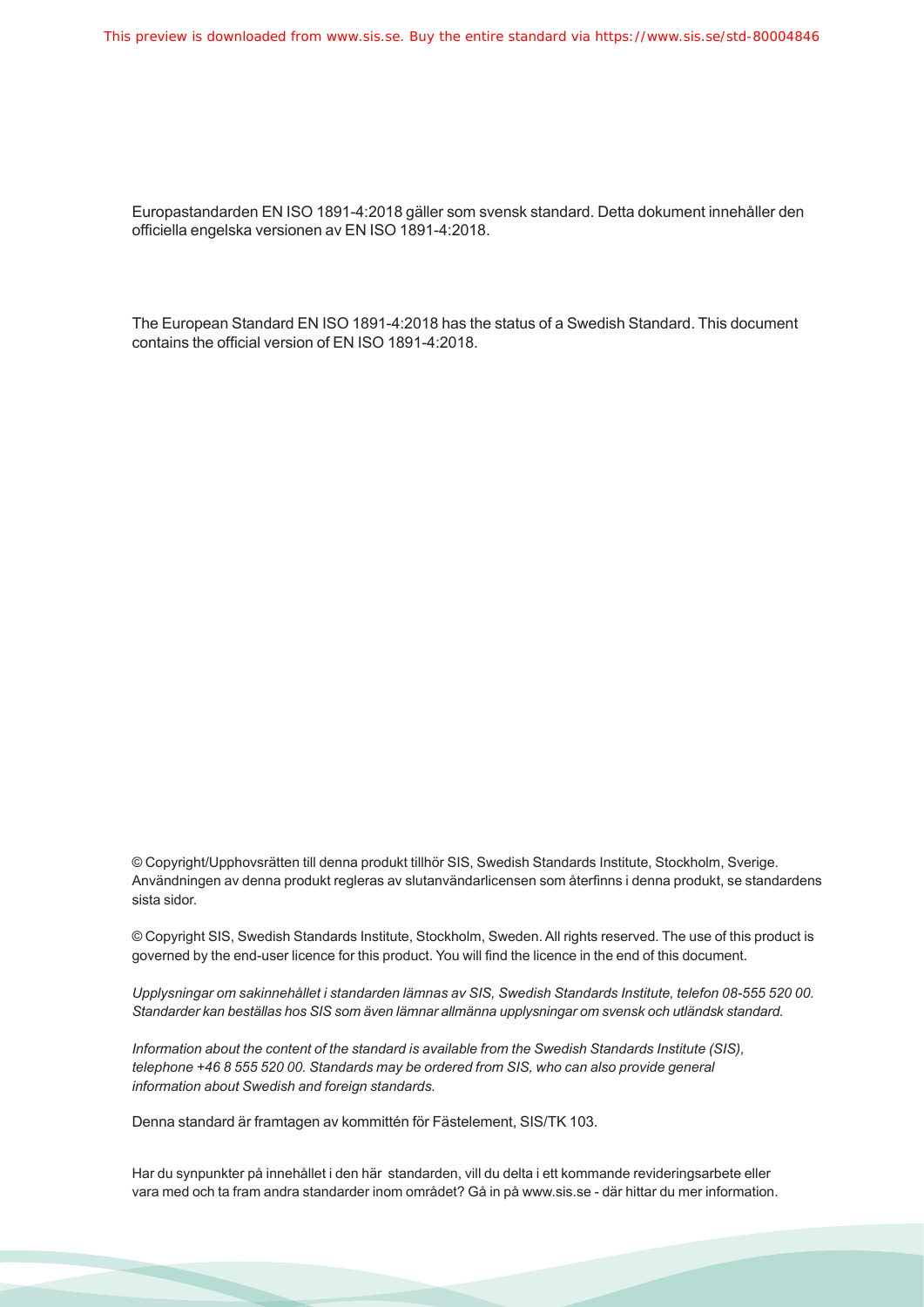Europastandarden EN ISO 1891-4:2018 gäller som svensk standard. Detta dokument innehåller den officiella engelska versionen av EN ISO 1891-4:2018.

The European Standard EN ISO 1891-4:2018 has the status of a Swedish Standard. This document contains the official version of EN ISO 1891-4:2018.

© Copyright/Upphovsrätten till denna produkt tillhör SIS, Swedish Standards Institute, Stockholm, Sverige. Användningen av denna produkt regleras av slutanvändarlicensen som återfinns i denna produkt, se standardens sista sidor.

© Copyright SIS, Swedish Standards Institute, Stockholm, Sweden. All rights reserved. The use of this product is governed by the end-user licence for this product. You will find the licence in the end of this document.

*Upplysningar om sakinnehållet i standarden lämnas av SIS, Swedish Standards Institute, telefon 08-555 520 00. Standarder kan beställas hos SIS som även lämnar allmänna upplysningar om svensk och utländsk standard.*

*Information about the content of the standard is available from the Swedish Standards Institute (SIS), telephone +46 8 555 520 00. Standards may be ordered from SIS, who can also provide general information about Swedish and foreign standards.*

Denna standard är framtagen av kommittén för Fästelement, SIS/TK 103.

Har du synpunkter på innehållet i den här standarden, vill du delta i ett kommande revideringsarbete eller vara med och ta fram andra standarder inom området? Gå in på www.sis.se - där hittar du mer information.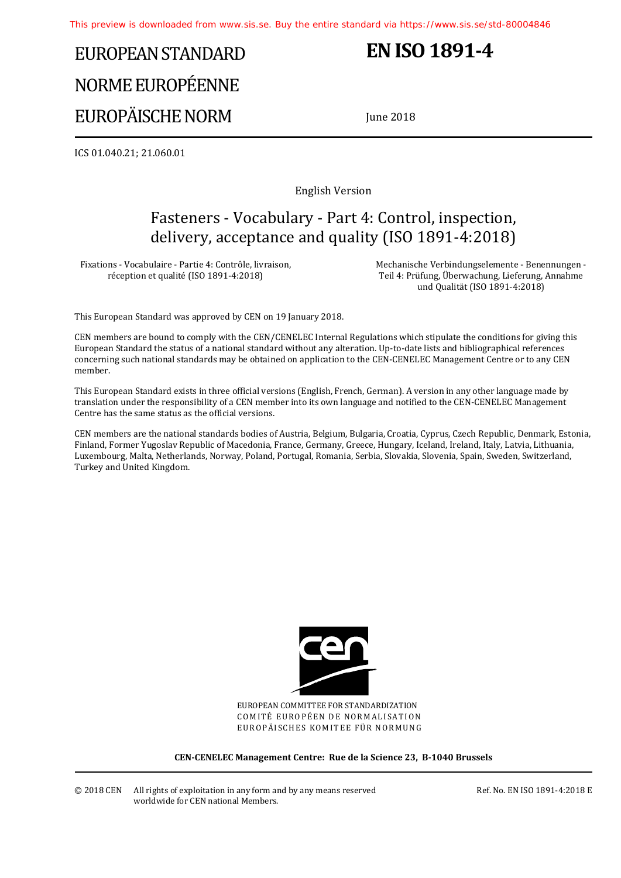# EUROPEAN STANDARD

# NORME EUROPÉENNE

# EUROPÄISCHE NORM

# EN ISO 1891-4

June 2018

ICS 01.040.21; 21.060.01

English Version

## Fasteners - Vocabulary - Part 4: Control, inspection, delivery, acceptance and quality (ISO 1891-4:2018)

Fixations - Vocabulaire - Partie 4: Contrôle, livraison, réception et qualité (ISO 1891-4:2018)

Mechanische Verbindungselemente - Benennungen - Teil 4: Prüfung, Überwachung, Lieferung, Annahme und Qualität (ISO 1891-4:2018)

This European Standard was approved by CEN on 19 January 2018.

CEN members are bound to comply with the CEN/CENELEC Internal Regulations which stipulate the conditions for giving this European Standard the status of a national standard without any alteration. Up-to-date lists and bibliographical references concerning such national standards may be obtained on application to the CEN-CENELEC Management Centre or to any CEN member.

This European Standard exists in three official versions (English, French, German). A version in any other language made by translation under the responsibility of a CEN member into its own language and notified to the CEN-CENELEC Management Centre has the same status as the official versions.

CEN members are the national standards bodies of Austria, Belgium, Bulgaria, Croatia, Cyprus, Czech Republic, Denmark, Estonia, Finland, Former Yugoslav Republic of Macedonia, France, Germany, Greece, Hungary, Iceland, Ireland, Italy, Latvia, Lithuania, Luxembourg, Malta, Netherlands, Norway, Poland, Portugal, Romania, Serbia, Slovakia, Slovenia, Spain, Sweden, Switzerland, Turkey and United Kingdom.

EUROPEAN COMMITTEE FOR STANDARDIZATION
COMITÉ EUROPÉEN DE NORMALISATION
EUROPÄISCHES KOMITEE FÜR NORMUNG

**CEN-CENELEC Management Centre: Rue de la Science 23, B-1040 Brussels**

© 2018 CEN All rights of exploitation in any form and by any means reserved worldwide for CEN national Members.

Ref. No. EN ISO 1891-4:2018 E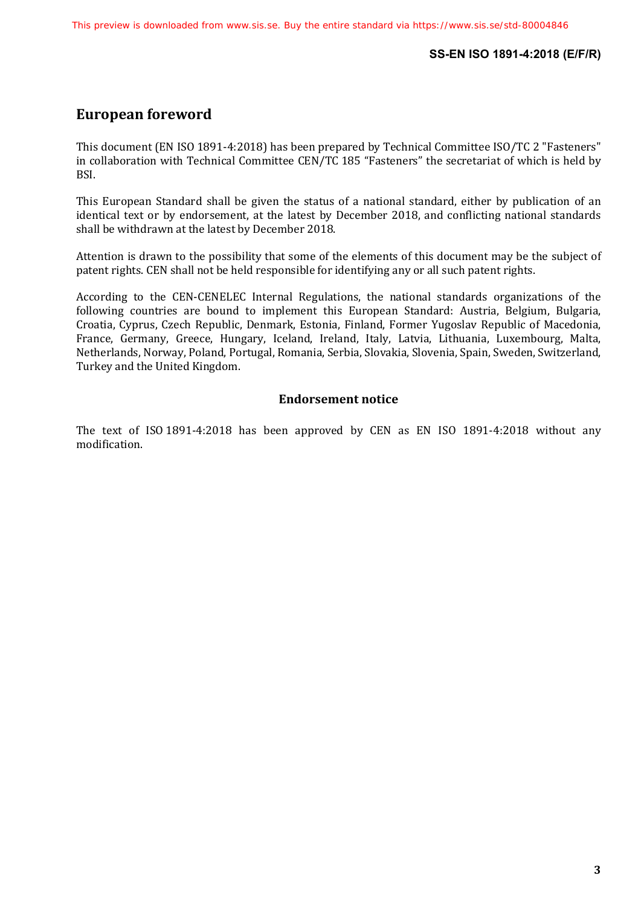# European foreword

This document (EN ISO 1891-4:2018) has been prepared by Technical Committee ISO/TC 2 "Fasteners" in collaboration with Technical Committee CEN/TC 185 “Fasteners” the secretariat of which is held by BSI.

This European Standard shall be given the status of a national standard, either by publication of an identical text or by endorsement, at the latest by December 2018, and conflicting national standards shall be withdrawn at the latest by December 2018.

Attention is drawn to the possibility that some of the elements of this document may be the subject of patent rights. CEN shall not be held responsible for identifying any or all such patent rights.

According to the CEN-CENELEC Internal Regulations, the national standards organizations of the following countries are bound to implement this European Standard: Austria, Belgium, Bulgaria, Croatia, Cyprus, Czech Republic, Denmark, Estonia, Finland, Former Yugoslav Republic of Macedonia, France, Germany, Greece, Hungary, Iceland, Ireland, Italy, Latvia, Lithuania, Luxembourg, Malta, Netherlands, Norway, Poland, Portugal, Romania, Serbia, Slovakia, Slovenia, Spain, Sweden, Switzerland, Turkey and the United Kingdom.

## Endorsement notice

The text of ISO 1891-4:2018 has been approved by CEN as EN ISO 1891-4:2018 without any modification.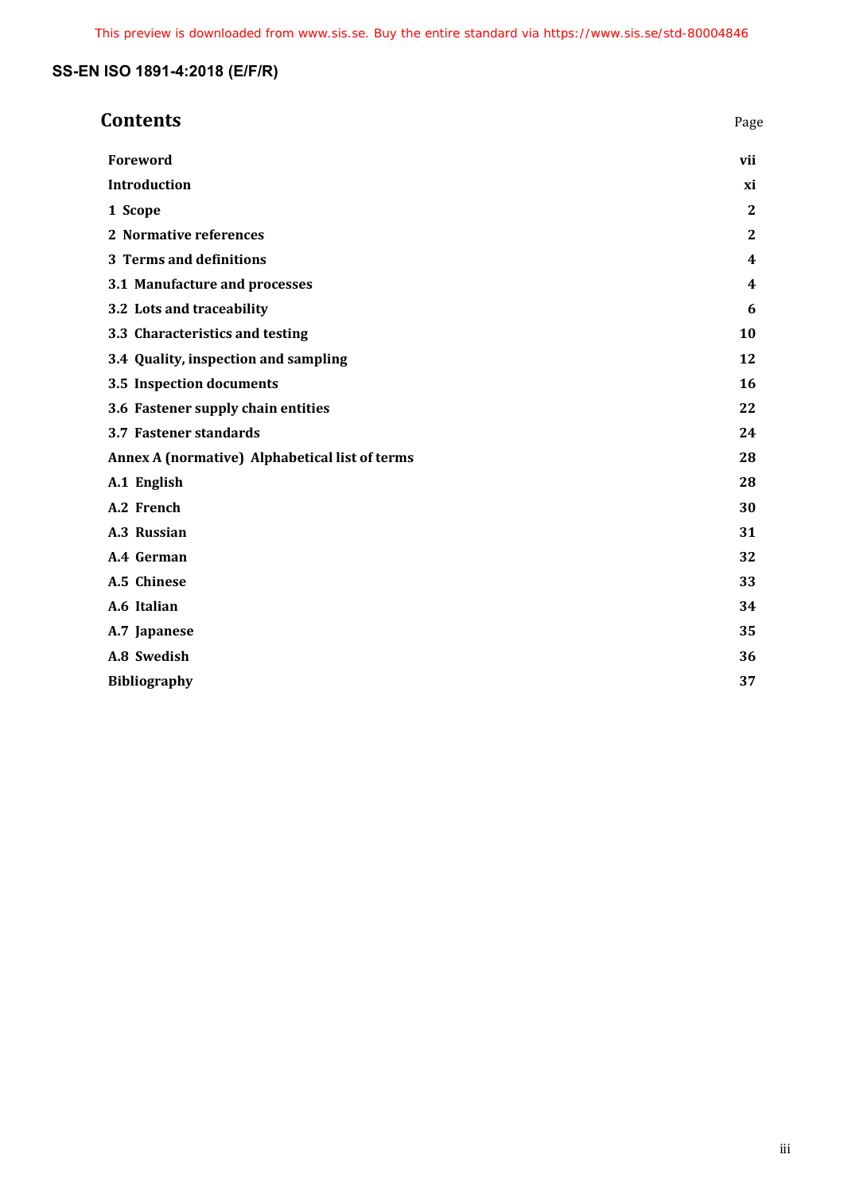## Contents

| | Page |
|---|---|
| **Foreword** | **vii** |
| **Introduction** | **xi** |
| **1 Scope** | **2** |
| **2 Normative references** | **2** |
| **3 Terms and definitions** | **4** |
| **3.1 Manufacture and processes** | **4** |
| **3.2 Lots and traceability** | **6** |
| **3.3 Characteristics and testing** | **10** |
| **3.4 Quality, inspection and sampling** | **12** |
| **3.5 Inspection documents** | **16** |
| **3.6 Fastener supply chain entities** | **22** |
| **3.7 Fastener standards** | **24** |
| **Annex A (normative) Alphabetical list of terms** | **28** |
| **A.1 English** | **28** |
| **A.2 French** | **30** |
| **A.3 Russian** | **31** |
| **A.4 German** | **32** |
| **A.5 Chinese** | **33** |
| **A.6 Italian** | **34** |
| **A.7 Japanese** | **35** |
| **A.8 Swedish** | **36** |
| **Bibliography** | **37** |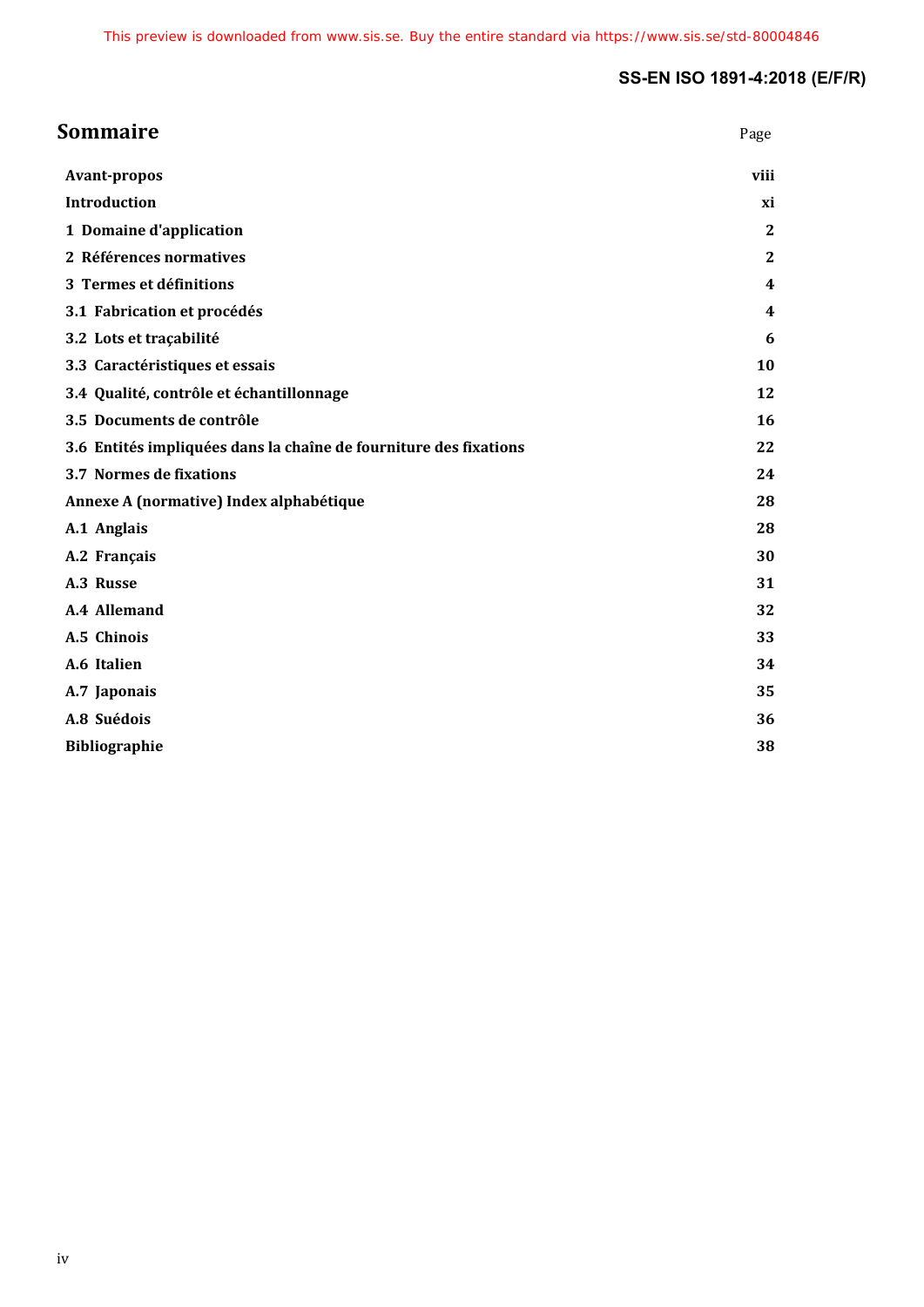# Sommaire

| | Page |
|---|---|
| **Avant-propos** | **viii** |
| **Introduction** | **xi** |
| **1 Domaine d'application** | **2** |
| **2 Références normatives** | **2** |
| **3 Termes et définitions** | **4** |
| **3.1 Fabrication et procédés** | **4** |
| **3.2 Lots et traçabilité** | **6** |
| **3.3 Caractéristiques et essais** | **10** |
| **3.4 Qualité, contrôle et échantillonnage** | **12** |
| **3.5 Documents de contrôle** | **16** |
| **3.6 Entités impliquées dans la chaîne de fourniture des fixations** | **22** |
| **3.7 Normes de fixations** | **24** |
| **Annexe A (normative) Index alphabétique** | **28** |
| **A.1 Anglais** | **28** |
| **A.2 Français** | **30** |
| **A.3 Russe** | **31** |
| **A.4 Allemand** | **32** |
| **A.5 Chinois** | **33** |
| **A.6 Italien** | **34** |
| **A.7 Japonais** | **35** |
| **A.8 Suédois** | **36** |
| **Bibliographie** | **38** |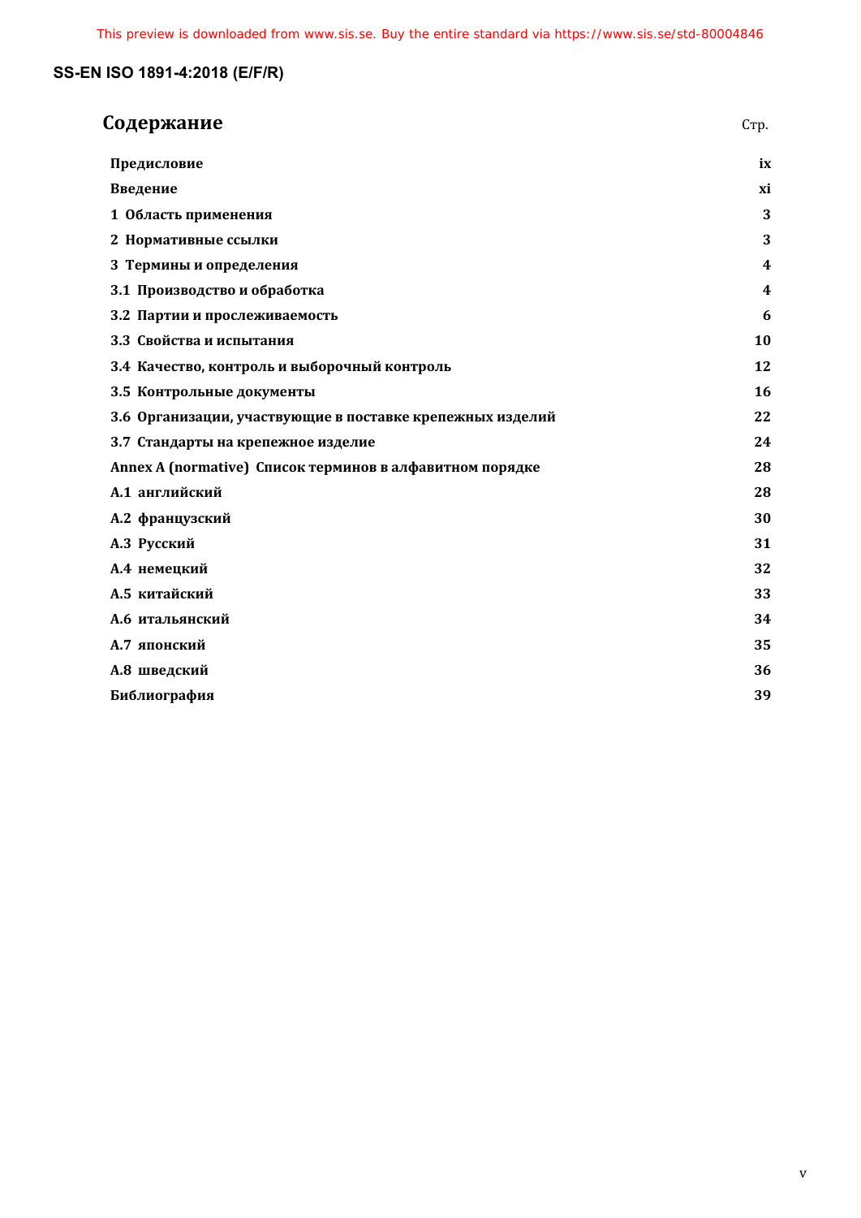# Содержание

Стр.

| | |
|---|---|
| **Предисловие** | **ix** |
| **Введение** | **xi** |
| **1 Область применения** | **3** |
| **2 Нормативные ссылки** | **3** |
| **3 Термины и определения** | **4** |
| **3.1 Производство и обработка** | **4** |
| **3.2 Партии и прослеживаемость** | **6** |
| **3.3 Свойства и испытания** | **10** |
| **3.4 Качество, контроль и выборочный контроль** | **12** |
| **3.5 Контрольные документы** | **16** |
| **3.6 Организации, участвующие в поставке крепежных изделий** | **22** |
| **3.7 Стандарты на крепежное изделие** | **24** |
| **Annex A (normative) Список терминов в алфавитном порядке** | **28** |
| **A.1 английский** | **28** |
| **A.2 французский** | **30** |
| **A.3 Русский** | **31** |
| **A.4 немецкий** | **32** |
| **A.5 китайский** | **33** |
| **A.6 итальянский** | **34** |
| **A.7 японский** | **35** |
| **A.8 шведский** | **36** |
| **Библиография** | **39** |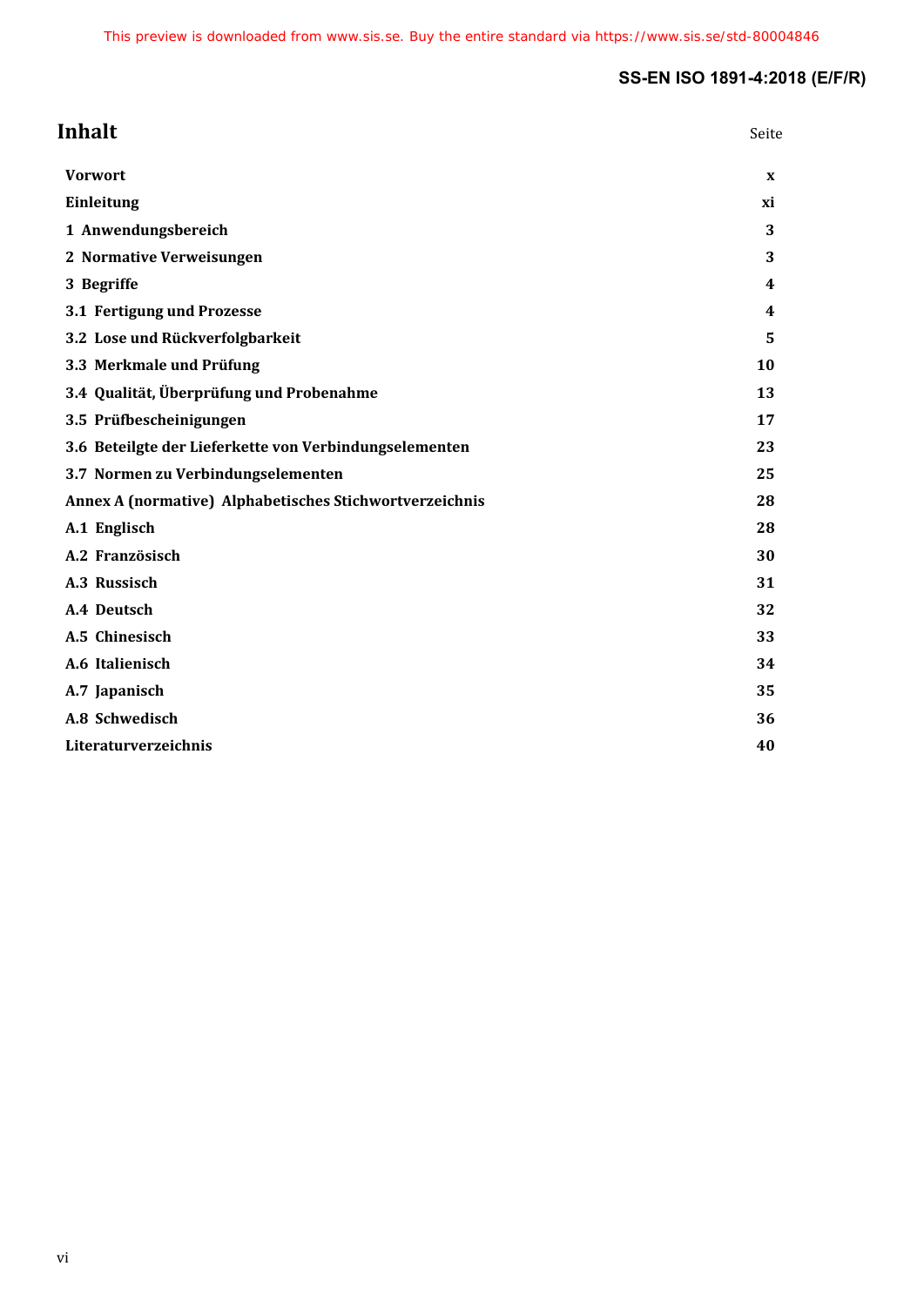# Inhalt

Seite

| | |
|---|---|
| **Vorwort** | **x** |
| **Einleitung** | **xi** |
| **1 Anwendungsbereich** | **3** |
| **2 Normative Verweisungen** | **3** |
| **3 Begriffe** | **4** |
| **3.1 Fertigung und Prozesse** | **4** |
| **3.2 Lose und Rückverfolgbarkeit** | **5** |
| **3.3 Merkmale und Prüfung** | **10** |
| **3.4 Qualität, Überprüfung und Probenahme** | **13** |
| **3.5 Prüfbescheinigungen** | **17** |
| **3.6 Beteilgte der Lieferkette von Verbindungselementen** | **23** |
| **3.7 Normen zu Verbindungselementen** | **25** |
| **Annex A (normative) Alphabetisches Stichwortverzeichnis** | **28** |
| **A.1 Englisch** | **28** |
| **A.2 Französisch** | **30** |
| **A.3 Russisch** | **31** |
| **A.4 Deutsch** | **32** |
| **A.5 Chinesisch** | **33** |
| **A.6 Italienisch** | **34** |
| **A.7 Japanisch** | **35** |
| **A.8 Schwedisch** | **36** |
| **Literaturverzeichnis** | **40** |